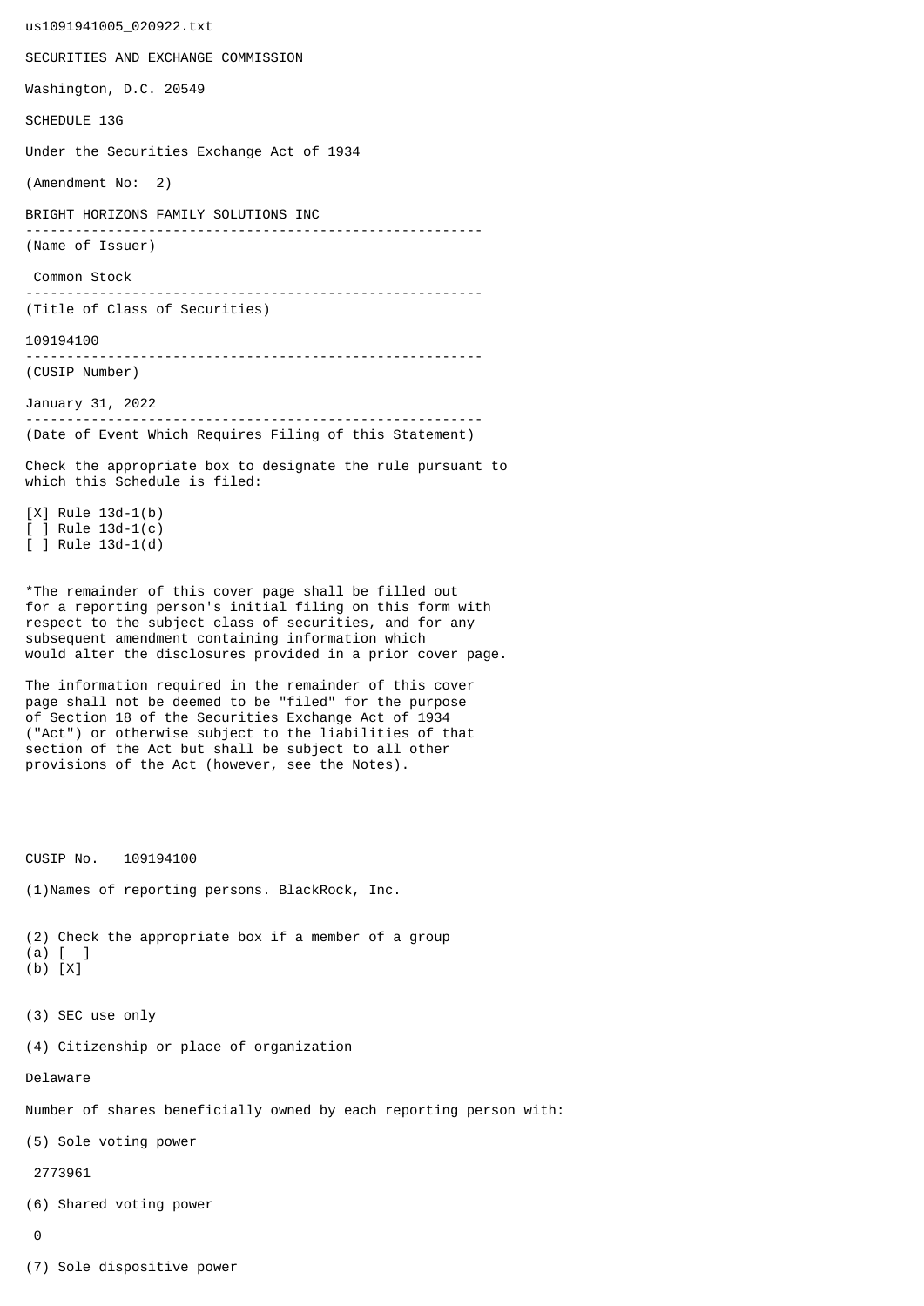us1091941005_020922.txt

SECURITIES AND EXCHANGE COMMISSION

Washington, D.C. 20549

SCHEDULE 13G

Under the Securities Exchange Act of 1934

(Amendment No: 2)

BRIGHT HORIZONS FAMILY SOLUTIONS INC

--------------------------------------------------------

(Name of Issuer)

Common Stock

--------------------------------------------------------

(Title of Class of Securities)

109194100

--------------------------------------------------------

(CUSIP Number)

January 31, 2022

--------------------------------------------------------

(Date of Event Which Requires Filing of this Statement)

Check the appropriate box to designate the rule pursuant to which this Schedule is filed:

[X] Rule 13d-1(b)
[ ] Rule 13d-1(c)
[ ] Rule 13d-1(d)

*The remainder of this cover page shall be filled out for a reporting person's initial filing on this form with respect to the subject class of securities, and for any subsequent amendment containing information which would alter the disclosures provided in a prior cover page.

The information required in the remainder of this cover page shall not be deemed to be "filed" for the purpose of Section 18 of the Securities Exchange Act of 1934 ("Act") or otherwise subject to the liabilities of that section of the Act but shall be subject to all other provisions of the Act (however, see the Notes).

CUSIP No. 109194100

(1)Names of reporting persons. BlackRock, Inc.

(2) Check the appropriate box if a member of a group
(a) [ ]
(b) [X]

(3) SEC use only

(4) Citizenship or place of organization

Delaware

Number of shares beneficially owned by each reporting person with:

(5) Sole voting power

2773961

(6) Shared voting power

0

(7) Sole dispositive power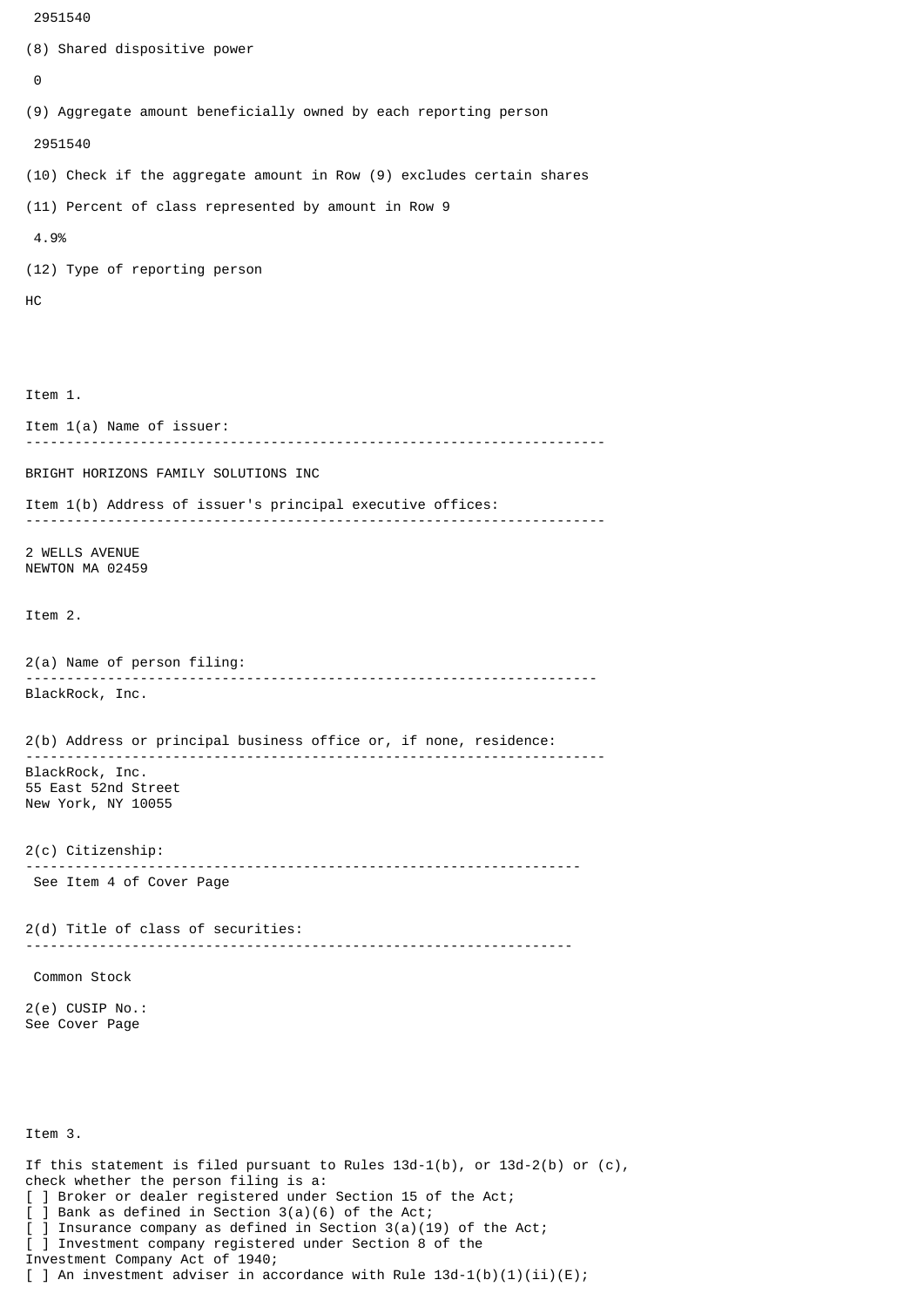2951540

(8) Shared dispositive power

0

(9) Aggregate amount beneficially owned by each reporting person

2951540

(10) Check if the aggregate amount in Row (9) excludes certain shares

(11) Percent of class represented by amount in Row 9

4.9%

(12) Type of reporting person

HC

Item 1.

Item 1(a) Name of issuer:

---

BRIGHT HORIZONS FAMILY SOLUTIONS INC

Item 1(b) Address of issuer's principal executive offices:

---

2 WELLS AVENUE
NEWTON MA 02459

Item 2.

2(a) Name of person filing:

---

BlackRock, Inc.

2(b) Address or principal business office or, if none, residence:

---

BlackRock, Inc.
55 East 52nd Street
New York, NY 10055

2(c) Citizenship:

---

See Item 4 of Cover Page

2(d) Title of class of securities:

---

Common Stock

2(e) CUSIP No.:
See Cover Page

Item 3.

If this statement is filed pursuant to Rules 13d-1(b), or 13d-2(b) or (c),
check whether the person filing is a:
[ ] Broker or dealer registered under Section 15 of the Act;
[ ] Bank as defined in Section 3(a)(6) of the Act;
[ ] Insurance company as defined in Section 3(a)(19) of the Act;
[ ] Investment company registered under Section 8 of the
Investment Company Act of 1940;
[ ] An investment adviser in accordance with Rule 13d-1(b)(1)(ii)(E);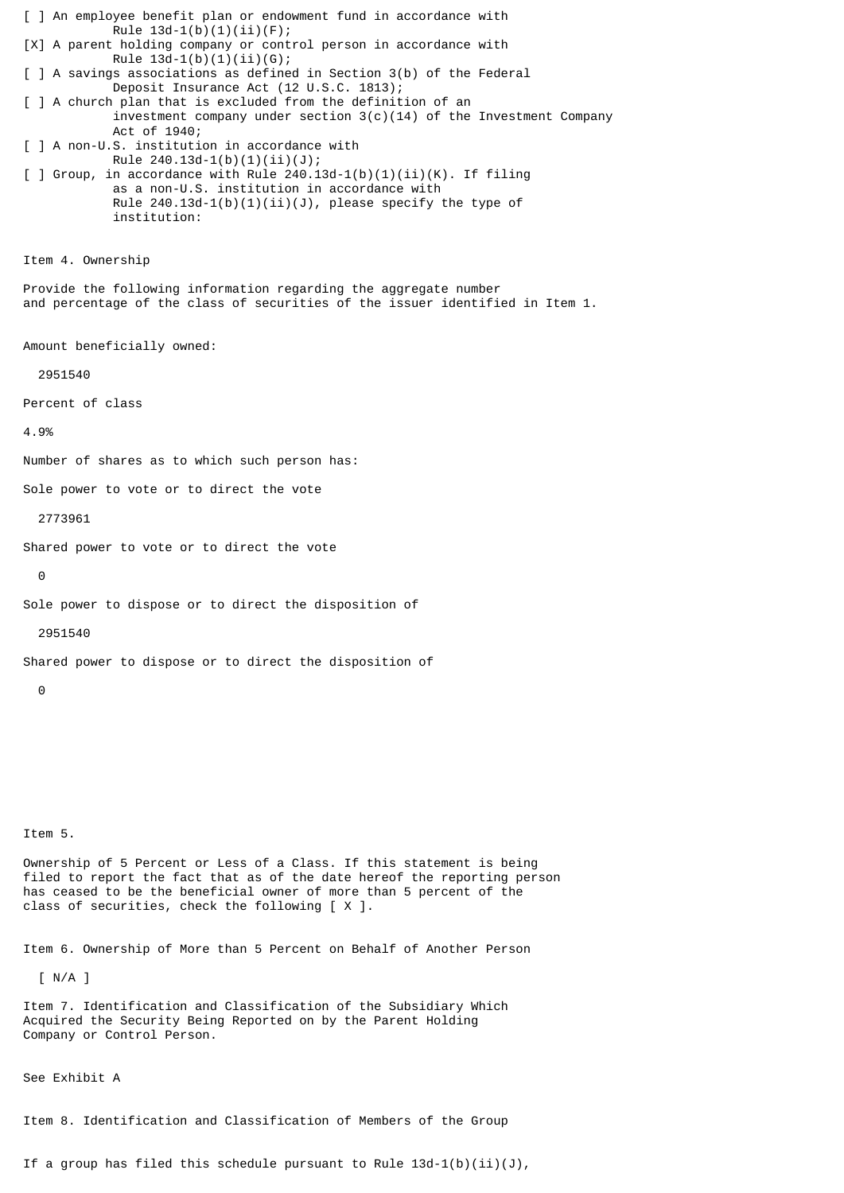[ ] An employee benefit plan or endowment fund in accordance with Rule 13d-1(b)(1)(ii)(F);
[X] A parent holding company or control person in accordance with Rule 13d-1(b)(1)(ii)(G);
[ ] A savings associations as defined in Section 3(b) of the Federal Deposit Insurance Act (12 U.S.C. 1813);
[ ] A church plan that is excluded from the definition of an investment company under section 3(c)(14) of the Investment Company Act of 1940;
[ ] A non-U.S. institution in accordance with Rule 240.13d-1(b)(1)(ii)(J);
[ ] Group, in accordance with Rule 240.13d-1(b)(1)(ii)(K). If filing as a non-U.S. institution in accordance with Rule 240.13d-1(b)(1)(ii)(J), please specify the type of institution:

Item 4. Ownership

Provide the following information regarding the aggregate number and percentage of the class of securities of the issuer identified in Item 1.

Amount beneficially owned:

2951540

Percent of class

4.9%

Number of shares as to which such person has:

Sole power to vote or to direct the vote

2773961

Shared power to vote or to direct the vote

0

Sole power to dispose or to direct the disposition of

2951540

Shared power to dispose or to direct the disposition of

0

Item 5.

Ownership of 5 Percent or Less of a Class. If this statement is being filed to report the fact that as of the date hereof the reporting person has ceased to be the beneficial owner of more than 5 percent of the class of securities, check the following [ X ].

Item 6. Ownership of More than 5 Percent on Behalf of Another Person

[ N/A ]

Item 7. Identification and Classification of the Subsidiary Which Acquired the Security Being Reported on by the Parent Holding Company or Control Person.

See Exhibit A

Item 8. Identification and Classification of Members of the Group

If a group has filed this schedule pursuant to Rule 13d-1(b)(ii)(J),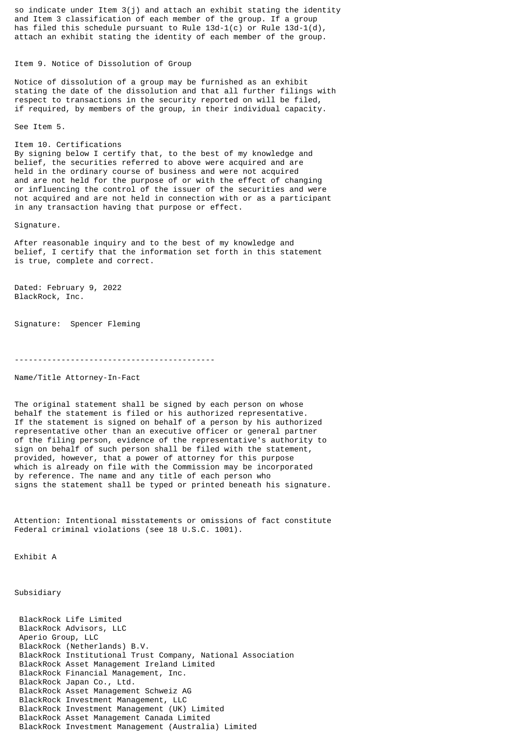so indicate under Item 3(j) and attach an exhibit stating the identity and Item 3 classification of each member of the group. If a group has filed this schedule pursuant to Rule 13d-1(c) or Rule 13d-1(d), attach an exhibit stating the identity of each member of the group.

Item 9. Notice of Dissolution of Group

Notice of dissolution of a group may be furnished as an exhibit stating the date of the dissolution and that all further filings with respect to transactions in the security reported on will be filed, if required, by members of the group, in their individual capacity.

See Item 5.

Item 10. Certifications

By signing below I certify that, to the best of my knowledge and belief, the securities referred to above were acquired and are held in the ordinary course of business and were not acquired and are not held for the purpose of or with the effect of changing or influencing the control of the issuer of the securities and were not acquired and are not held in connection with or as a participant in any transaction having that purpose or effect.

Signature.

After reasonable inquiry and to the best of my knowledge and belief, I certify that the information set forth in this statement is true, complete and correct.

Dated: February 9, 2022
BlackRock, Inc.

Signature: Spencer Fleming

-------------------------------------------

Name/Title Attorney-In-Fact

The original statement shall be signed by each person on whose behalf the statement is filed or his authorized representative. If the statement is signed on behalf of a person by his authorized representative other than an executive officer or general partner of the filing person, evidence of the representative's authority to sign on behalf of such person shall be filed with the statement, provided, however, that a power of attorney for this purpose which is already on file with the Commission may be incorporated by reference. The name and any title of each person who signs the statement shall be typed or printed beneath his signature.

Attention: Intentional misstatements or omissions of fact constitute Federal criminal violations (see 18 U.S.C. 1001).

Exhibit A

Subsidiary

BlackRock Life Limited
BlackRock Advisors, LLC
Aperio Group, LLC
BlackRock (Netherlands) B.V.
BlackRock Institutional Trust Company, National Association
BlackRock Asset Management Ireland Limited
BlackRock Financial Management, Inc.
BlackRock Japan Co., Ltd.
BlackRock Asset Management Schweiz AG
BlackRock Investment Management, LLC
BlackRock Investment Management (UK) Limited
BlackRock Asset Management Canada Limited
BlackRock Investment Management (Australia) Limited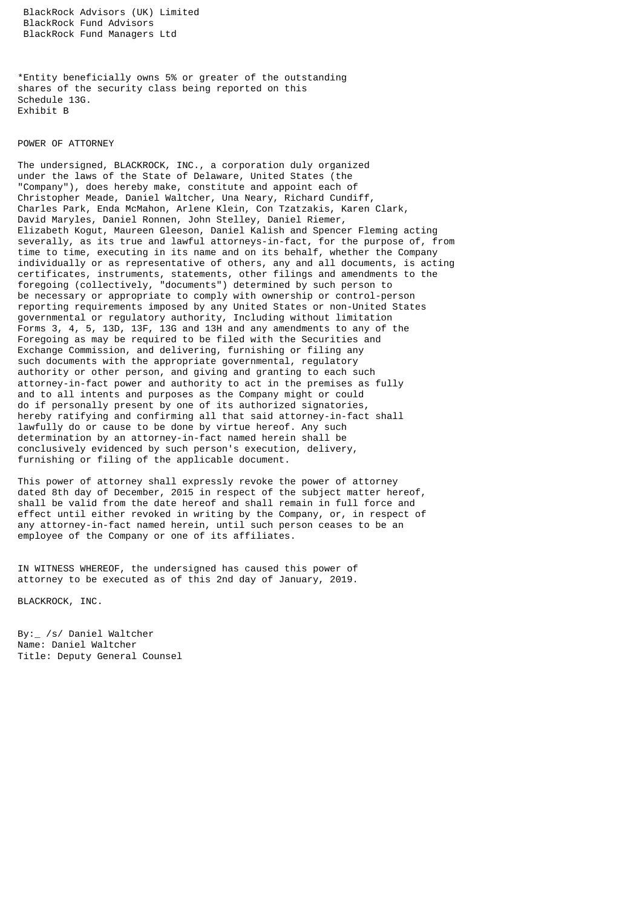BlackRock Advisors (UK) Limited
BlackRock Fund Advisors
BlackRock Fund Managers Ltd

*Entity beneficially owns 5% or greater of the outstanding shares of the security class being reported on this Schedule 13G.

Exhibit B

POWER OF ATTORNEY

The undersigned, BLACKROCK, INC., a corporation duly organized under the laws of the State of Delaware, United States (the "Company"), does hereby make, constitute and appoint each of Christopher Meade, Daniel Waltcher, Una Neary, Richard Cundiff, Charles Park, Enda McMahon, Arlene Klein, Con Tzatzakis, Karen Clark, David Maryles, Daniel Ronnen, John Stelley, Daniel Riemer, Elizabeth Kogut, Maureen Gleeson, Daniel Kalish and Spencer Fleming acting severally, as its true and lawful attorneys-in-fact, for the purpose of, from time to time, executing in its name and on its behalf, whether the Company individually or as representative of others, any and all documents, is acting certificates, instruments, statements, other filings and amendments to the foregoing (collectively, "documents") determined by such person to be necessary or appropriate to comply with ownership or control-person reporting requirements imposed by any United States or non-United States governmental or regulatory authority, Including without limitation Forms 3, 4, 5, 13D, 13F, 13G and 13H and any amendments to any of the Foregoing as may be required to be filed with the Securities and Exchange Commission, and delivering, furnishing or filing any such documents with the appropriate governmental, regulatory authority or other person, and giving and granting to each such attorney-in-fact power and authority to act in the premises as fully and to all intents and purposes as the Company might or could do if personally present by one of its authorized signatories, hereby ratifying and confirming all that said attorney-in-fact shall lawfully do or cause to be done by virtue hereof. Any such determination by an attorney-in-fact named herein shall be conclusively evidenced by such person's execution, delivery, furnishing or filing of the applicable document.

This power of attorney shall expressly revoke the power of attorney dated 8th day of December, 2015 in respect of the subject matter hereof, shall be valid from the date hereof and shall remain in full force and effect until either revoked in writing by the Company, or, in respect of any attorney-in-fact named herein, until such person ceases to be an employee of the Company or one of its affiliates.

IN WITNESS WHEREOF, the undersigned has caused this power of attorney to be executed as of this 2nd day of January, 2019.

BLACKROCK, INC.

By:_ /s/ Daniel Waltcher
Name: Daniel Waltcher
Title: Deputy General Counsel